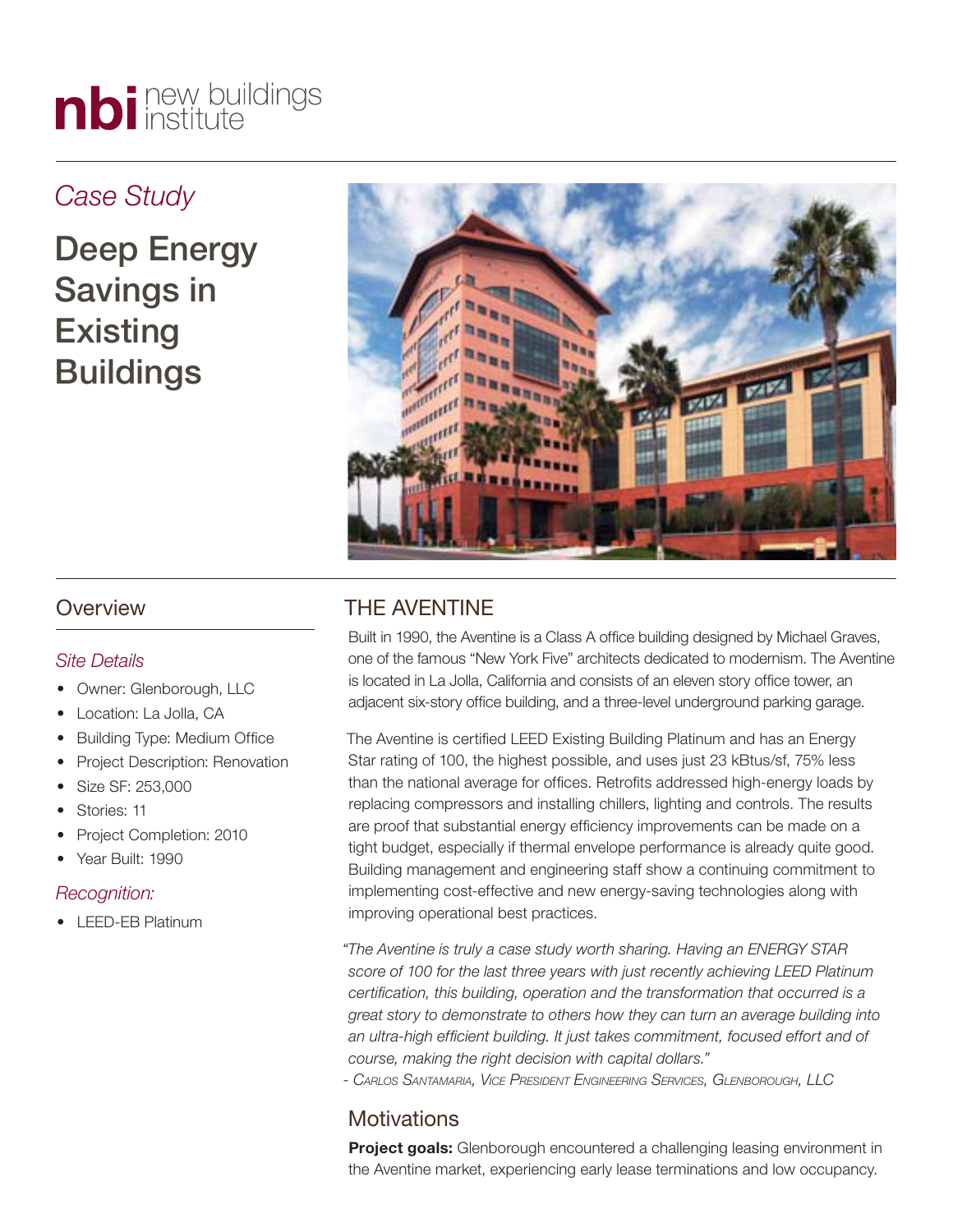nbi new buildings institute

*Case Study*

# Deep Energy Savings in Existing Buildings

## Overview

*Site Details*

- Owner: Glenborough, LLC
- Location: La Jolla, CA
- Building Type: Medium Office
- Project Description: Renovation
- Size SF: 253,000
- Stories: 11
- Project Completion: 2010
- Year Built: 1990

*Recognition:*

- LEED-EB Platinum

## THE AVENTINE

Built in 1990, the Aventine is a Class A office building designed by Michael Graves, one of the famous "New York Five" architects dedicated to modernism. The Aventine is located in La Jolla, California and consists of an eleven story office tower, an adjacent six-story office building, and a three-level underground parking garage.

The Aventine is certified LEED Existing Building Platinum and has an Energy Star rating of 100, the highest possible, and uses just 23 kBtus/sf, 75% less than the national average for offices. Retrofits addressed high-energy loads by replacing compressors and installing chillers, lighting and controls. The results are proof that substantial energy efficiency improvements can be made on a tight budget, especially if thermal envelope performance is already quite good. Building management and engineering staff show a continuing commitment to implementing cost-effective and new energy-saving technologies along with improving operational best practices.

*"The Aventine is truly a case study worth sharing. Having an ENERGY STAR score of 100 for the last three years with just recently achieving LEED Platinum certification, this building, operation and the transformation that occurred is a great story to demonstrate to others how they can turn an average building into an ultra-high efficient building. It just takes commitment, focused effort and of course, making the right decision with capital dollars."*

*- Carlos Santamaria, Vice President Engineering Services, Glenborough, LLC*

## Motivations

**Project goals:** Glenborough encountered a challenging leasing environment in the Aventine market, experiencing early lease terminations and low occupancy.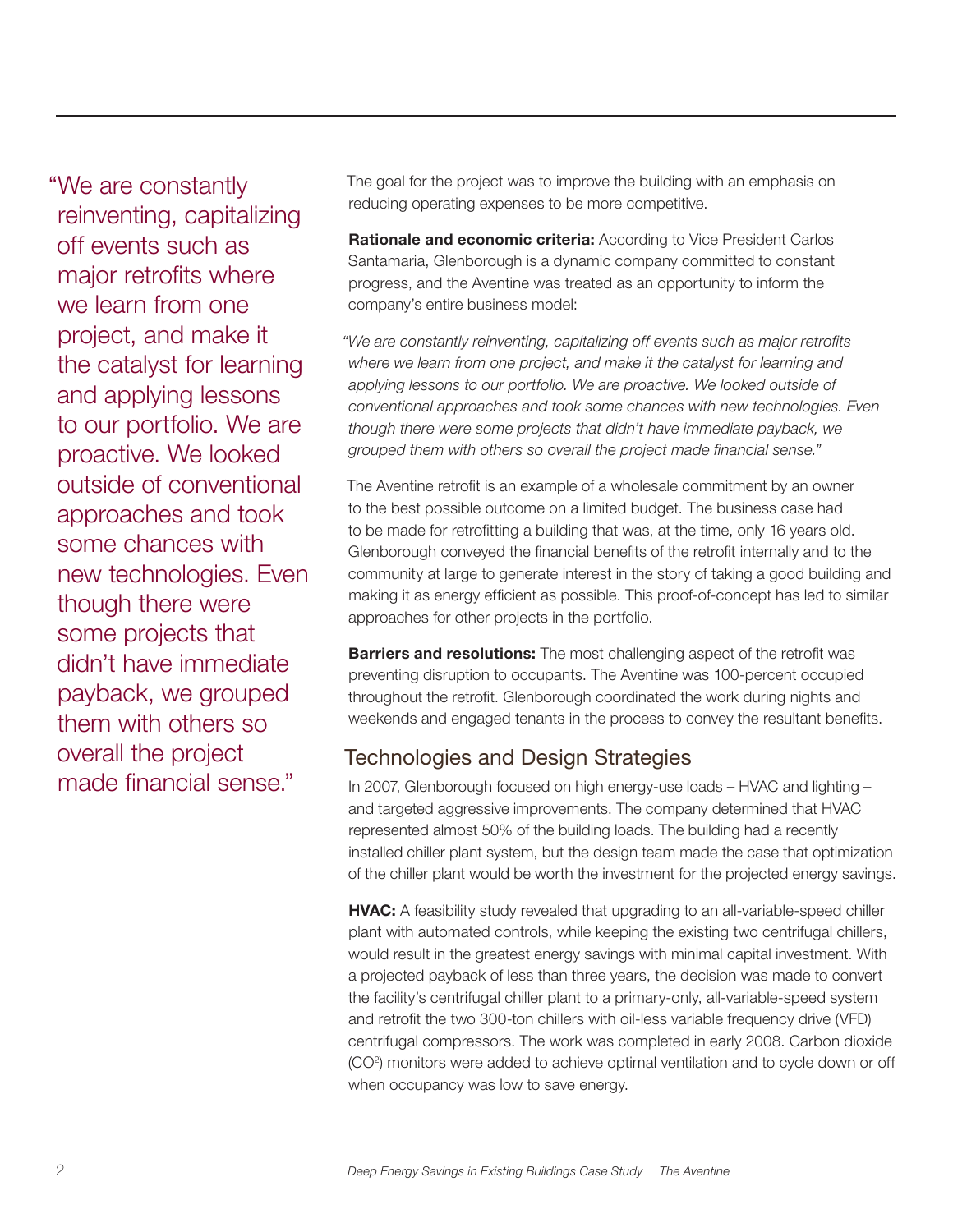"We are constantly reinventing, capitalizing off events such as major retrofits where we learn from one project, and make it the catalyst for learning and applying lessons to our portfolio. We are proactive. We looked outside of conventional approaches and took some chances with new technologies. Even though there were some projects that didn't have immediate payback, we grouped them with others so overall the project made financial sense."

The goal for the project was to improve the building with an emphasis on reducing operating expenses to be more competitive.

**Rationale and economic criteria:** According to Vice President Carlos Santamaria, Glenborough is a dynamic company committed to constant progress, and the Aventine was treated as an opportunity to inform the company's entire business model:

*"We are constantly reinventing, capitalizing off events such as major retrofits where we learn from one project, and make it the catalyst for learning and applying lessons to our portfolio. We are proactive. We looked outside of conventional approaches and took some chances with new technologies. Even though there were some projects that didn't have immediate payback, we grouped them with others so overall the project made financial sense."*

The Aventine retrofit is an example of a wholesale commitment by an owner to the best possible outcome on a limited budget. The business case had to be made for retrofitting a building that was, at the time, only 16 years old. Glenborough conveyed the financial benefits of the retrofit internally and to the community at large to generate interest in the story of taking a good building and making it as energy efficient as possible. This proof-of-concept has led to similar approaches for other projects in the portfolio.

**Barriers and resolutions:** The most challenging aspect of the retrofit was preventing disruption to occupants. The Aventine was 100-percent occupied throughout the retrofit. Glenborough coordinated the work during nights and weekends and engaged tenants in the process to convey the resultant benefits.

## Technologies and Design Strategies

In 2007, Glenborough focused on high energy-use loads – HVAC and lighting – and targeted aggressive improvements. The company determined that HVAC represented almost 50% of the building loads. The building had a recently installed chiller plant system, but the design team made the case that optimization of the chiller plant would be worth the investment for the projected energy savings.

**HVAC:** A feasibility study revealed that upgrading to an all-variable-speed chiller plant with automated controls, while keeping the existing two centrifugal chillers, would result in the greatest energy savings with minimal capital investment. With a projected payback of less than three years, the decision was made to convert the facility's centrifugal chiller plant to a primary-only, all-variable-speed system and retrofit the two 300-ton chillers with oil-less variable frequency drive (VFD) centrifugal compressors. The work was completed in early 2008. Carbon dioxide ($CO^2$) monitors were added to achieve optimal ventilation and to cycle down or off when occupancy was low to save energy.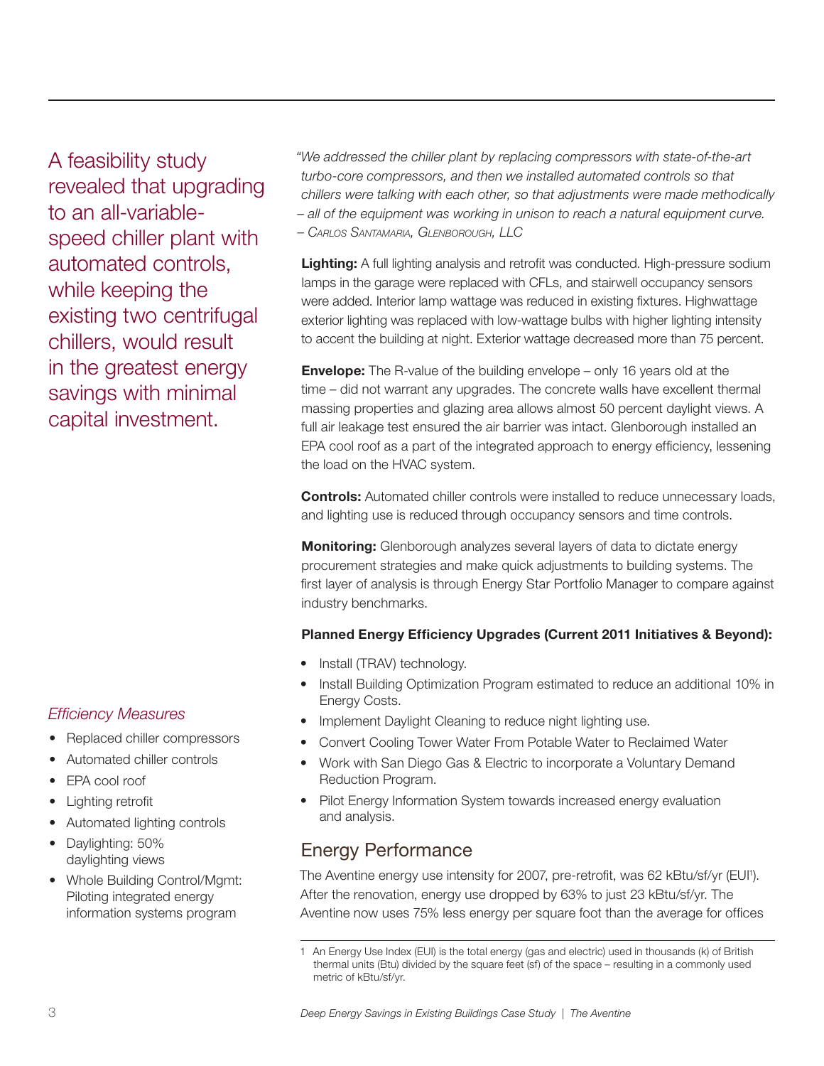A feasibility study revealed that upgrading to an all-variable-speed chiller plant with automated controls, while keeping the existing two centrifugal chillers, would result in the greatest energy savings with minimal capital investment.

*"We addressed the chiller plant by replacing compressors with state-of-the-art turbo-core compressors, and then we installed automated controls so that chillers were talking with each other, so that adjustments were made methodically – all of the equipment was working in unison to reach a natural equipment curve.*
*– Carlos Santamaria, Glenborough, LLC*

**Lighting:** A full lighting analysis and retrofit was conducted. High-pressure sodium lamps in the garage were replaced with CFLs, and stairwell occupancy sensors were added. Interior lamp wattage was reduced in existing fixtures. Highwattage exterior lighting was replaced with low-wattage bulbs with higher lighting intensity to accent the building at night. Exterior wattage decreased more than 75 percent.

**Envelope:** The R-value of the building envelope – only 16 years old at the time – did not warrant any upgrades. The concrete walls have excellent thermal massing properties and glazing area allows almost 50 percent daylight views. A full air leakage test ensured the air barrier was intact. Glenborough installed an EPA cool roof as a part of the integrated approach to energy efficiency, lessening the load on the HVAC system.

**Controls:** Automated chiller controls were installed to reduce unnecessary loads, and lighting use is reduced through occupancy sensors and time controls.

**Monitoring:** Glenborough analyzes several layers of data to dictate energy procurement strategies and make quick adjustments to building systems. The first layer of analysis is through Energy Star Portfolio Manager to compare against industry benchmarks.

**Planned Energy Efficiency Upgrades (Current 2011 Initiatives & Beyond):**

- Install (TRAV) technology.
- Install Building Optimization Program estimated to reduce an additional 10% in Energy Costs.
- Implement Daylight Cleaning to reduce night lighting use.
- Convert Cooling Tower Water From Potable Water to Reclaimed Water
- Work with San Diego Gas & Electric to incorporate a Voluntary Demand Reduction Program.
- Pilot Energy Information System towards increased energy evaluation and analysis.

*Efficiency Measures*

- Replaced chiller compressors
- Automated chiller controls
- EPA cool roof
- Lighting retrofit
- Automated lighting controls
- Daylighting: 50% daylighting views
- Whole Building Control/Mgmt: Piloting integrated energy information systems program

## Energy Performance

The Aventine energy use intensity for 2007, pre-retrofit, was 62 kBtu/sf/yr (EUI[1]). After the renovation, energy use dropped by 63% to just 23 kBtu/sf/yr. The Aventine now uses 75% less energy per square foot than the average for offices

1 An Energy Use Index (EUI) is the total energy (gas and electric) used in thousands (k) of British thermal units (Btu) divided by the square feet (sf) of the space – resulting in a commonly used metric of kBtu/sf/yr.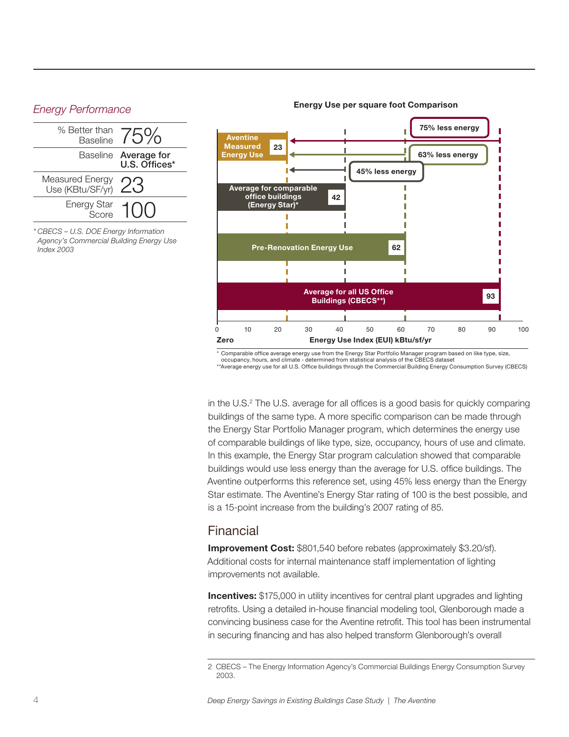## *Energy Performance*

| | |
|---|---|
| % Better than Baseline | 75% |
| Baseline | **Average for U.S. Offices*** |
| Measured Energy Use (KBtu/SF/yr) | 23 |
| Energy Star Score | 100 |

*\* CBECS – U.S. DOE Energy Information Agency's Commercial Building Energy Use Index 2003*

**Energy Use per square foot Comparison**

75% less energy
63% less energy
45% less energy
Aventine Measured Energy Use 23
Average for comparable office buildings (Energy Star)* 42
Pre-Renovation Energy Use 62
Average for all US Office Buildings (CBECS**) 93
0 10 20 30 40 50 60 70 80 90 100
Zero
Energy Use Index (EUI) kBtu/sf/yr

\* Comparable office average energy use from the Energy Star Portfolio Manager program based on like type, size, occupancy, hours, and climate - determined from statistical analysis of the CBECS dataset
\*\*Average energy use for all U.S. Office buildings through the Commercial Building Energy Consumption Survey (CBECS)

in the U.S.[2] The U.S. average for all offices is a good basis for quickly comparing buildings of the same type. A more specific comparison can be made through the Energy Star Portfolio Manager program, which determines the energy use of comparable buildings of like type, size, occupancy, hours of use and climate. In this example, the Energy Star program calculation showed that comparable buildings would use less energy than the average for U.S. office buildings. The Aventine outperforms this reference set, using 45% less energy than the Energy Star estimate. The Aventine's Energy Star rating of 100 is the best possible, and is a 15-point increase from the building's 2007 rating of 85.

## Financial

**Improvement Cost:** $801,540 before rebates (approximately $3.20/sf). Additional costs for internal maintenance staff implementation of lighting improvements not available.

**Incentives:** $175,000 in utility incentives for central plant upgrades and lighting retrofits. Using a detailed in-house financial modeling tool, Glenborough made a convincing business case for the Aventine retrofit. This tool has been instrumental in securing financing and has also helped transform Glenborough's overall

2 CBECS – The Energy Information Agency's Commercial Buildings Energy Consumption Survey 2003.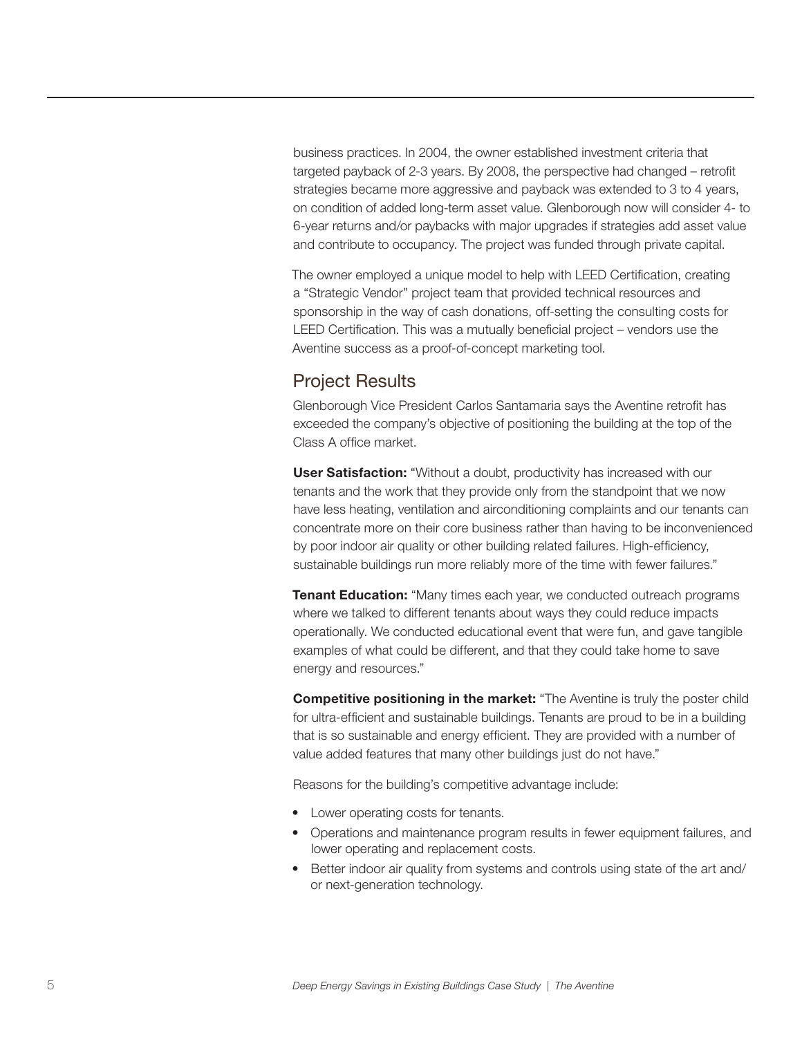business practices. In 2004, the owner established investment criteria that targeted payback of 2-3 years. By 2008, the perspective had changed – retrofit strategies became more aggressive and payback was extended to 3 to 4 years, on condition of added long-term asset value. Glenborough now will consider 4- to 6-year returns and/or paybacks with major upgrades if strategies add asset value and contribute to occupancy. The project was funded through private capital.

The owner employed a unique model to help with LEED Certification, creating a "Strategic Vendor" project team that provided technical resources and sponsorship in the way of cash donations, off-setting the consulting costs for LEED Certification. This was a mutually beneficial project – vendors use the Aventine success as a proof-of-concept marketing tool.

## Project Results

Glenborough Vice President Carlos Santamaria says the Aventine retrofit has exceeded the company's objective of positioning the building at the top of the Class A office market.

**User Satisfaction:** "Without a doubt, productivity has increased with our tenants and the work that they provide only from the standpoint that we now have less heating, ventilation and airconditioning complaints and our tenants can concentrate more on their core business rather than having to be inconvenienced by poor indoor air quality or other building related failures. High-efficiency, sustainable buildings run more reliably more of the time with fewer failures."

**Tenant Education:** "Many times each year, we conducted outreach programs where we talked to different tenants about ways they could reduce impacts operationally. We conducted educational event that were fun, and gave tangible examples of what could be different, and that they could take home to save energy and resources."

**Competitive positioning in the market:** "The Aventine is truly the poster child for ultra-efficient and sustainable buildings. Tenants are proud to be in a building that is so sustainable and energy efficient. They are provided with a number of value added features that many other buildings just do not have."

Reasons for the building's competitive advantage include:

- Lower operating costs for tenants.
- Operations and maintenance program results in fewer equipment failures, and lower operating and replacement costs.
- Better indoor air quality from systems and controls using state of the art and/or next-generation technology.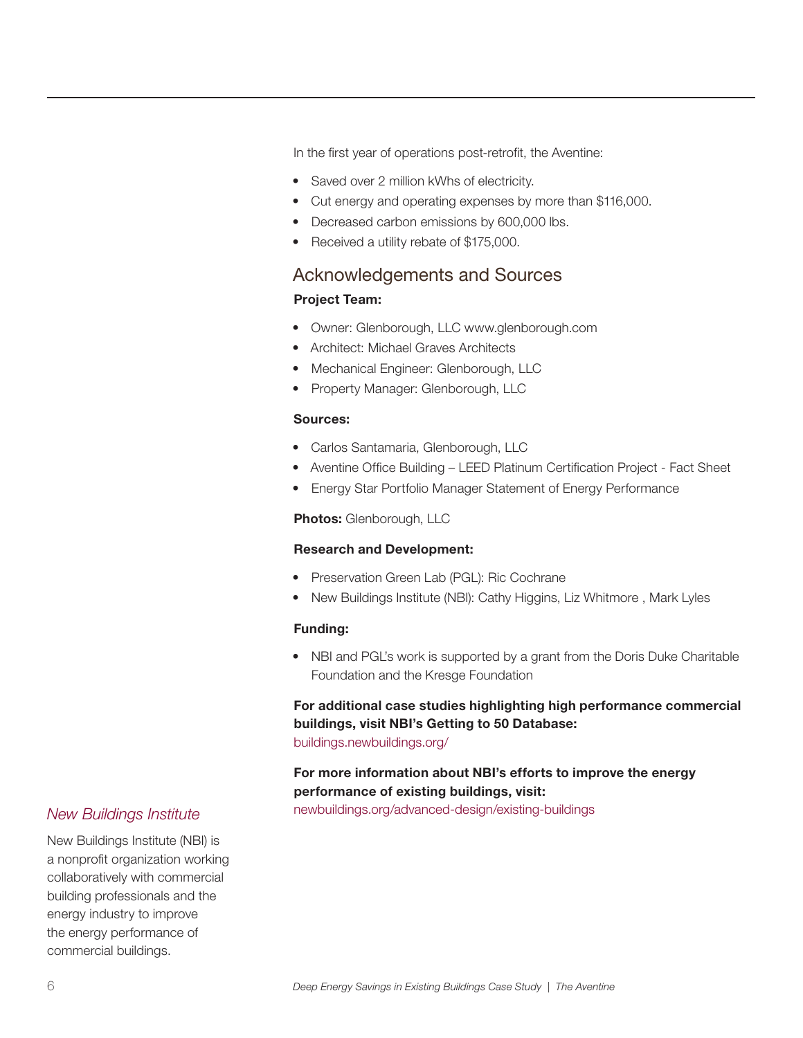In the first year of operations post-retrofit, the Aventine:

- Saved over 2 million kWhs of electricity.
- Cut energy and operating expenses by more than $116,000.
- Decreased carbon emissions by 600,000 lbs.
- Received a utility rebate of $175,000.

## Acknowledgements and Sources

**Project Team:**

- Owner: Glenborough, LLC www.glenborough.com
- Architect: Michael Graves Architects
- Mechanical Engineer: Glenborough, LLC
- Property Manager: Glenborough, LLC

**Sources:**

- Carlos Santamaria, Glenborough, LLC
- Aventine Office Building – LEED Platinum Certification Project - Fact Sheet
- Energy Star Portfolio Manager Statement of Energy Performance

**Photos:** Glenborough, LLC

**Research and Development:**

- Preservation Green Lab (PGL): Ric Cochrane
- New Buildings Institute (NBI): Cathy Higgins, Liz Whitmore , Mark Lyles

**Funding:**

- NBI and PGL's work is supported by a grant from the Doris Duke Charitable Foundation and the Kresge Foundation

**For additional case studies highlighting high performance commercial buildings, visit NBI's Getting to 50 Database:**
buildings.newbuildings.org/

**For more information about NBI's efforts to improve the energy performance of existing buildings, visit:**
newbuildings.org/advanced-design/existing-buildings

*New Buildings Institute*

New Buildings Institute (NBI) is a nonprofit organization working collaboratively with commercial building professionals and the energy industry to improve the energy performance of commercial buildings.